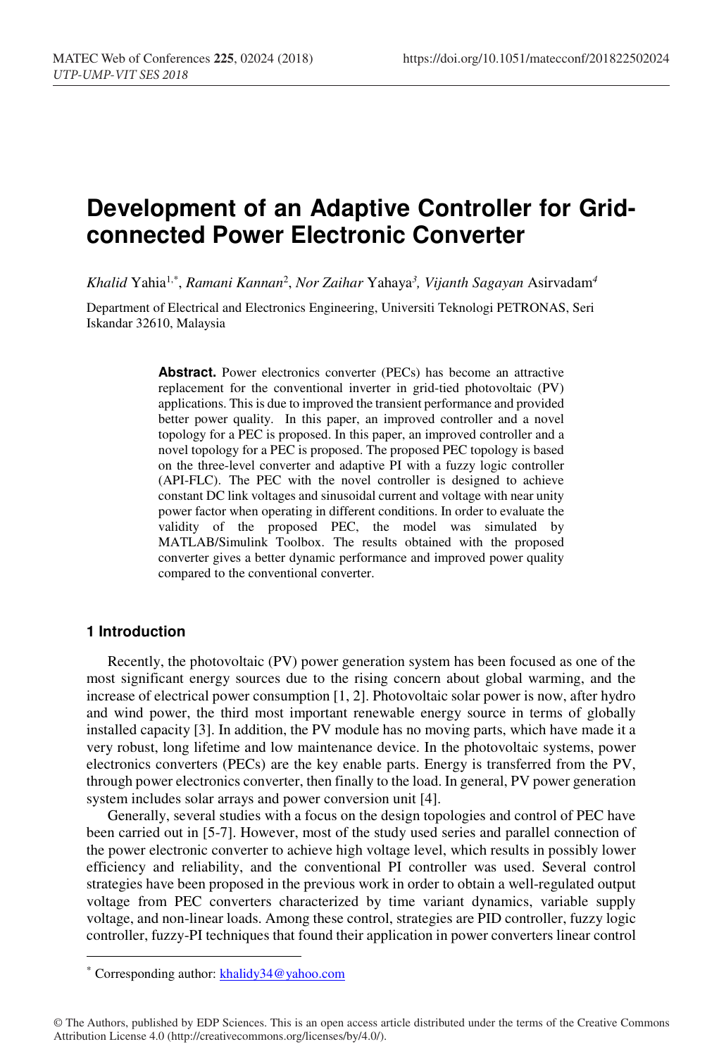# Development of an Adaptive Controller for Grid-connected Power Electronic Converter

*Khalid* Yahia[1,*], *Ramani Kannan*[2], *Nor Zaihar* Yahaya[3], *Vijanth Sagayan* Asirvadam[4]

Department of Electrical and Electronics Engineering, Universiti Teknologi PETRONAS, Seri Iskandar 32610, Malaysia

**Abstract.** Power electronics converter (PECs) has become an attractive replacement for the conventional inverter in grid-tied photovoltaic (PV) applications. This is due to improved the transient performance and provided better power quality. In this paper, an improved controller and a novel topology for a PEC is proposed. In this paper, an improved controller and a novel topology for a PEC is proposed. The proposed PEC topology is based on the three-level converter and adaptive PI with a fuzzy logic controller (API-FLC). The PEC with the novel controller is designed to achieve constant DC link voltages and sinusoidal current and voltage with near unity power factor when operating in different conditions. In order to evaluate the validity of the proposed PEC, the model was simulated by MATLAB/Simulink Toolbox. The results obtained with the proposed converter gives a better dynamic performance and improved power quality compared to the conventional converter.

## 1 Introduction

Recently, the photovoltaic (PV) power generation system has been focused as one of the most significant energy sources due to the rising concern about global warming, and the increase of electrical power consumption [1, 2]. Photovoltaic solar power is now, after hydro and wind power, the third most important renewable energy source in terms of globally installed capacity [3]. In addition, the PV module has no moving parts, which have made it a very robust, long lifetime and low maintenance device. In the photovoltaic systems, power electronics converters (PECs) are the key enable parts. Energy is transferred from the PV, through power electronics converter, then finally to the load. In general, PV power generation system includes solar arrays and power conversion unit [4].

Generally, several studies with a focus on the design topologies and control of PEC have been carried out in [5-7]. However, most of the study used series and parallel connection of the power electronic converter to achieve high voltage level, which results in possibly lower efficiency and reliability, and the conventional PI controller was used. Several control strategies have been proposed in the previous work in order to obtain a well-regulated output voltage from PEC converters characterized by time variant dynamics, variable supply voltage, and non-linear loads. Among these control, strategies are PID controller, fuzzy logic controller, fuzzy-PI techniques that found their application in power converters linear control

* Corresponding author: khalidy34@yahoo.com

© The Authors, published by EDP Sciences. This is an open access article distributed under the terms of the Creative Commons Attribution License 4.0 (http://creativecommons.org/licenses/by/4.0/).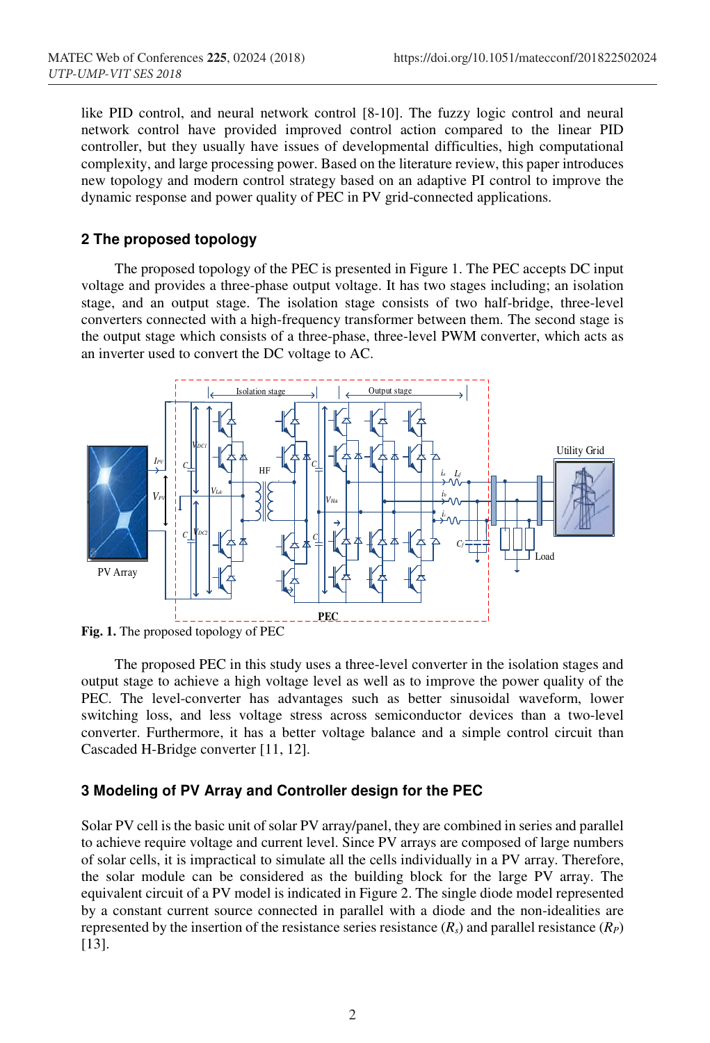like PID control, and neural network control [8-10]. The fuzzy logic control and neural network control have provided improved control action compared to the linear PID controller, but they usually have issues of developmental difficulties, high computational complexity, and large processing power. Based on the literature review, this paper introduces new topology and modern control strategy based on an adaptive PI control to improve the dynamic response and power quality of PEC in PV grid-connected applications.

## 2 The proposed topology

The proposed topology of the PEC is presented in Figure 1. The PEC accepts DC input voltage and provides a three-phase output voltage. It has two stages including; an isolation stage, and an output stage. The isolation stage consists of two half-bridge, three-level converters connected with a high-frequency transformer between them. The second stage is the output stage which consists of a three-phase, three-level PWM converter, which acts as an inverter used to convert the DC voltage to AC.

Isolation stage

Output stage

Utility Grid

PV Array

HF

Load

PEC

$I_{PV}$

$V_{PV}$

$V_{DC1}$

$V_{DC2}$

$V_{Ldc}$

$V_{Hdc}$

$C$

$i_a$

$i_b$

$i_c$

$L_f$

$C_f$

**Fig. 1.** The proposed topology of PEC

The proposed PEC in this study uses a three-level converter in the isolation stages and output stage to achieve a high voltage level as well as to improve the power quality of the PEC. The level-converter has advantages such as better sinusoidal waveform, lower switching loss, and less voltage stress across semiconductor devices than a two-level converter. Furthermore, it has a better voltage balance and a simple control circuit than Cascaded H-Bridge converter [11, 12].

## 3 Modeling of PV Array and Controller design for the PEC

Solar PV cell is the basic unit of solar PV array/panel, they are combined in series and parallel to achieve require voltage and current level. Since PV arrays are composed of large numbers of solar cells, it is impractical to simulate all the cells individually in a PV array. Therefore, the solar module can be considered as the building block for the large PV array. The equivalent circuit of a PV model is indicated in Figure 2. The single diode model represented by a constant current source connected in parallel with a diode and the non-idealities are represented by the insertion of the resistance series resistance ($R_s$) and parallel resistance ($R_P$) [13].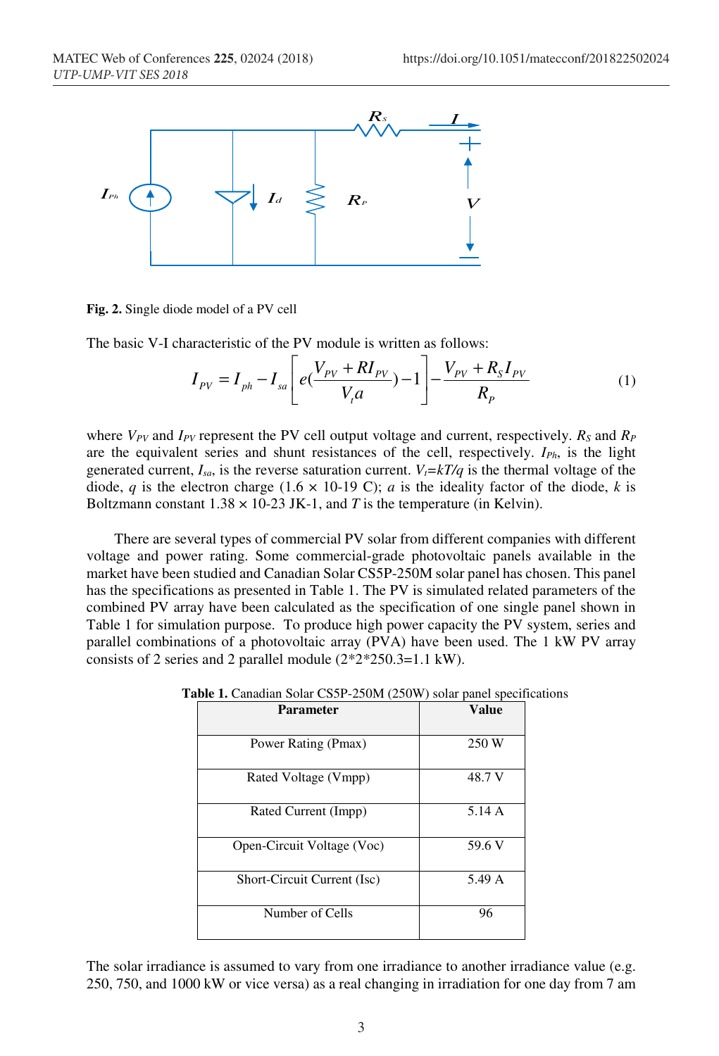Fig. 2. Single diode model of a PV cell

The basic V-I characteristic of the PV module is written as follows:

$$I_{PV} = I_{ph} - I_{sa}\left[e(\frac{V_{PV} + RI_{PV}}{V_t a}) - 1\right] - \frac{V_{PV} + R_S I_{PV}}{R_P} \quad (1)$$

where $V_{PV}$ and $I_{PV}$ represent the PV cell output voltage and current, respectively. $R_S$ and $R_P$ are the equivalent series and shunt resistances of the cell, respectively. $I_{Ph}$, is the light generated current, $I_{sa}$, is the reverse saturation current. $V_t$=$kT/q$ is the thermal voltage of the diode, $q$ is the electron charge (1.6 × 10-19 C); $a$ is the ideality factor of the diode, $k$ is Boltzmann constant 1.38 × 10-23 JK-1, and $T$ is the temperature (in Kelvin).

There are several types of commercial PV solar from different companies with different voltage and power rating. Some commercial-grade photovoltaic panels available in the market have been studied and Canadian Solar CS5P-250M solar panel has chosen. This panel has the specifications as presented in Table 1. The PV is simulated related parameters of the combined PV array have been calculated as the specification of one single panel shown in Table 1 for simulation purpose. To produce high power capacity the PV system, series and parallel combinations of a photovoltaic array (PVA) have been used. The 1 kW PV array consists of 2 series and 2 parallel module (2*2*250.3=1.1 kW).

**Table 1.** Canadian Solar CS5P-250M (250W) solar panel specifications

| Parameter | Value |
|---|---|
| Power Rating (Pmax) | 250 W |
| Rated Voltage (Vmpp) | 48.7 V |
| Rated Current (Impp) | 5.14 A |
| Open-Circuit Voltage (Voc) | 59.6 V |
| Short-Circuit Current (Isc) | 5.49 A |
| Number of Cells | 96 |

The solar irradiance is assumed to vary from one irradiance to another irradiance value (e.g. 250, 750, and 1000 kW or vice versa) as a real changing in irradiation for one day from 7 am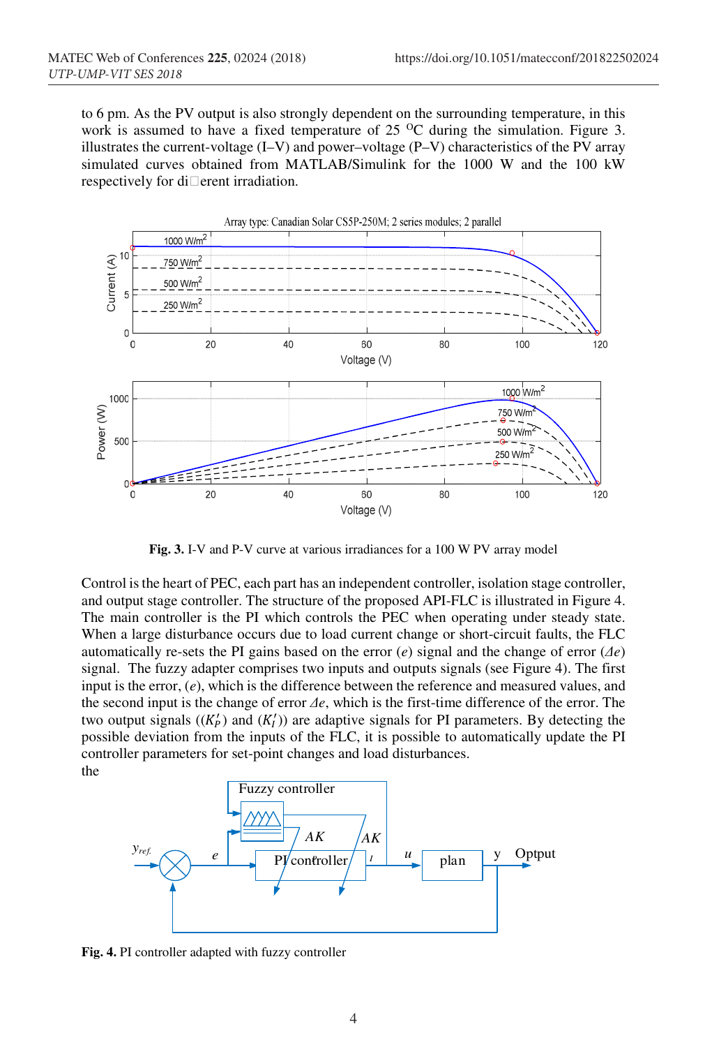to 6 pm. As the PV output is also strongly dependent on the surrounding temperature, in this work is assumed to have a fixed temperature of 25 $^{O}$C during the simulation. Figure 3. illustrates the current-voltage (I–V) and power–voltage (P–V) characteristics of the PV array simulated curves obtained from MATLAB/Simulink for the 1000 W and the 100 kW respectively for di erent irradiation.

**Fig. 3.** I-V and P-V curve at various irradiances for a 100 W PV array model

Control is the heart of PEC, each part has an independent controller, isolation stage controller, and output stage controller. The structure of the proposed API-FLC is illustrated in Figure 4. The main controller is the PI which controls the PEC when operating under steady state. When a large disturbance occurs due to load current change or short-circuit faults, the FLC automatically re-sets the PI gains based on the error (*e*) signal and the change of error (*Δe*) signal. The fuzzy adapter comprises two inputs and outputs signals (see Figure 4). The first input is the error, (*e*), which is the difference between the reference and measured values, and the second input is the change of error *Δe*, which is the first-time difference of the error. The two output signals (($K_P'$) and ($K_I'$)) are adaptive signals for PI parameters. By detecting the possible deviation from the inputs of the FLC, it is possible to automatically update the PI controller parameters for set-point changes and load disturbances.
the

**Fig. 4.** PI controller adapted with fuzzy controller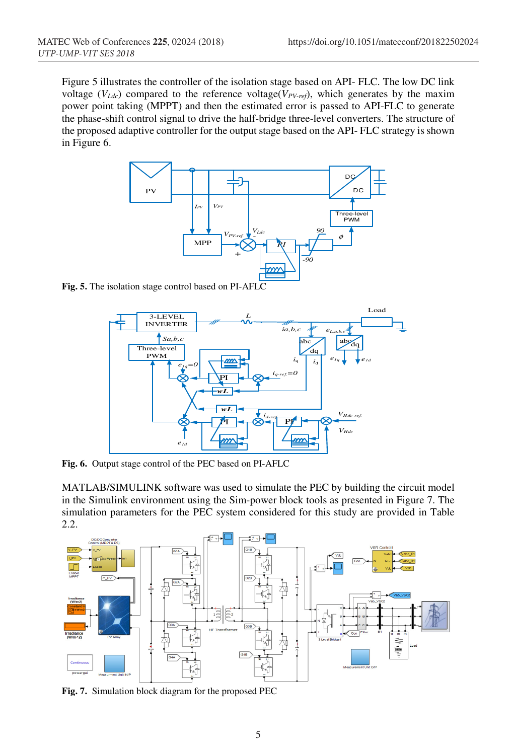Figure 5 illustrates the controller of the isolation stage based on API- FLC. The low DC link voltage ($V_{Ldc}$) compared to the reference voltage($V_{PV\text{-}ref}$), which generates by the maxim power point taking (MPPT) and then the estimated error is passed to API-FLC to generate the phase-shift control signal to drive the half-bridge three-level converters. The structure of the proposed adaptive controller for the output stage based on the API- FLC strategy is shown in Figure 6.

**Fig. 5.** The isolation stage control based on PI-AFLC

**Fig. 6.** Output stage control of the PEC based on PI-AFLC

MATLAB/SIMULINK software was used to simulate the PEC by building the circuit model in the Simulink environment using the Sim-power block tools as presented in Figure 7. The simulation parameters for the PEC system considered for this study are provided in Table 2.2.

**Fig. 7.** Simulation block diagram for the proposed PEC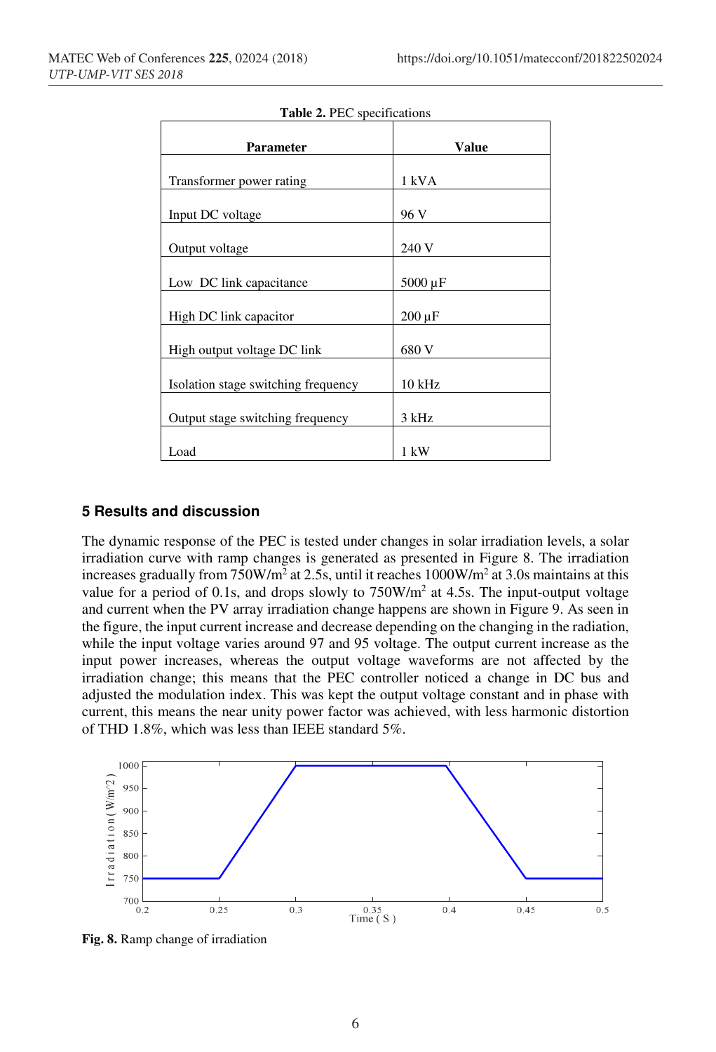**Table 2.** PEC specifications

| Parameter | Value |
|---|---|
| Transformer power rating | 1 kVA |
| Input DC voltage | 96 V |
| Output voltage | 240 V |
| Low DC link capacitance | 5000 μF |
| High DC link capacitor | 200 μF |
| High output voltage DC link | 680 V |
| Isolation stage switching frequency | 10 kHz |
| Output stage switching frequency | 3 kHz |
| Load | 1 kW |

## 5 Results and discussion

The dynamic response of the PEC is tested under changes in solar irradiation levels, a solar irradiation curve with ramp changes is generated as presented in Figure 8. The irradiation increases gradually from 750W/m$^2$ at 2.5s, until it reaches 1000W/m$^2$ at 3.0s maintains at this value for a period of 0.1s, and drops slowly to 750W/m$^2$ at 4.5s. The input-output voltage and current when the PV array irradiation change happens are shown in Figure 9. As seen in the figure, the input current increase and decrease depending on the changing in the radiation, while the input voltage varies around 97 and 95 voltage. The output current increase as the input power increases, whereas the output voltage waveforms are not affected by the irradiation change; this means that the PEC controller noticed a change in DC bus and adjusted the modulation index. This was kept the output voltage constant and in phase with current, this means the near unity power factor was achieved, with less harmonic distortion of THD 1.8%, which was less than IEEE standard 5%.

**Fig. 8.** Ramp change of irradiation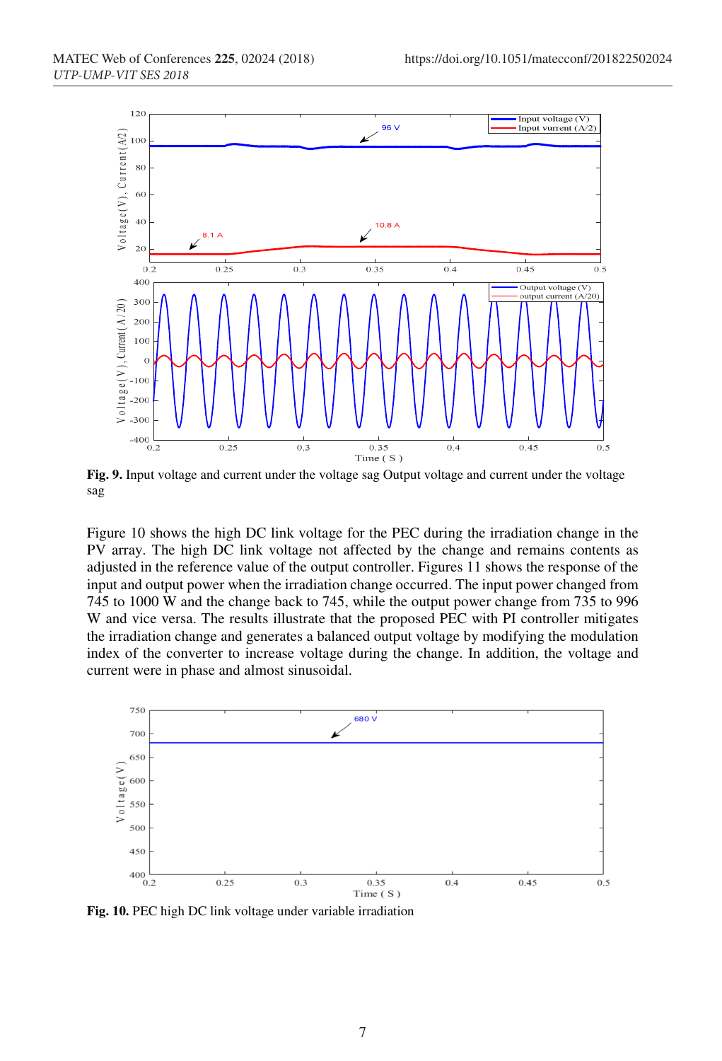**Fig. 9.** Input voltage and current under the voltage sag Output voltage and current under the voltage sag

Figure 10 shows the high DC link voltage for the PEC during the irradiation change in the PV array. The high DC link voltage not affected by the change and remains contents as adjusted in the reference value of the output controller. Figures 11 shows the response of the input and output power when the irradiation change occurred. The input power changed from 745 to 1000 W and the change back to 745, while the output power change from 735 to 996 W and vice versa. The results illustrate that the proposed PEC with PI controller mitigates the irradiation change and generates a balanced output voltage by modifying the modulation index of the converter to increase voltage during the change. In addition, the voltage and current were in phase and almost sinusoidal.

**Fig. 10.** PEC high DC link voltage under variable irradiation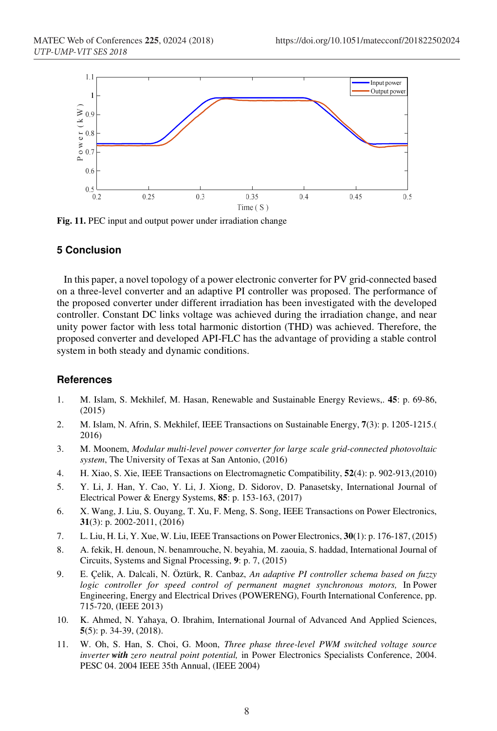Fig. 11. PEC input and output power under irradiation change

## 5 Conclusion

In this paper, a novel topology of a power electronic converter for PV grid-connected based on a three-level converter and an adaptive PI controller was proposed. The performance of the proposed converter under different irradiation has been investigated with the developed controller. Constant DC links voltage was achieved during the irradiation change, and near unity power factor with less total harmonic distortion (THD) was achieved. Therefore, the proposed converter and developed API-FLC has the advantage of providing a stable control system in both steady and dynamic conditions.

## References

1. M. Islam, S. Mekhilef, M. Hasan, Renewable and Sustainable Energy Reviews,. **45**: p. 69-86, (2015)
2. M. Islam, N. Afrin, S. Mekhilef, IEEE Transactions on Sustainable Energy, **7**(3): p. 1205-1215.( 2016)
3. M. Moonem, *Modular multi-level power converter for large scale grid-connected photovoltaic system*, The University of Texas at San Antonio, (2016)
4. H. Xiao, S. Xie, IEEE Transactions on Electromagnetic Compatibility, **52**(4): p. 902-913,(2010)
5. Y. Li, J. Han, Y. Cao, Y. Li, J. Xiong, D. Sidorov, D. Panasetsky, International Journal of Electrical Power & Energy Systems, **85**: p. 153-163, (2017)
6. X. Wang, J. Liu, S. Ouyang, T. Xu, F. Meng, S. Song, IEEE Transactions on Power Electronics, **31**(3): p. 2002-2011, (2016)
7. L. Liu, H. Li, Y. Xue, W. Liu, IEEE Transactions on Power Electronics, **30**(1): p. 176-187, (2015)
8. A. fekik, H. denoun, N. benamrouche, N. beyahia, M. zaouia, S. haddad, International Journal of Circuits, Systems and Signal Processing, **9**: p. 7, (2015)
9. E. Çelik, A. Dalcali, N. Öztürk, R. Canbaz, *An adaptive PI controller schema based on fuzzy logic controller for speed control of permanent magnet synchronous motors,* In Power Engineering, Energy and Electrical Drives (POWERENG), Fourth International Conference, pp. 715-720, (IEEE 2013)
10. K. Ahmed, N. Yahaya, O. Ibrahim, International Journal of Advanced And Applied Sciences, **5**(5): p. 34-39, (2018).
11. W. Oh, S. Han, S. Choi, G. Moon, *Three phase three-level PWM switched voltage source inverter **with** zero neutral point potential,* in Power Electronics Specialists Conference, 2004. PESC 04. 2004 IEEE 35th Annual, (IEEE 2004)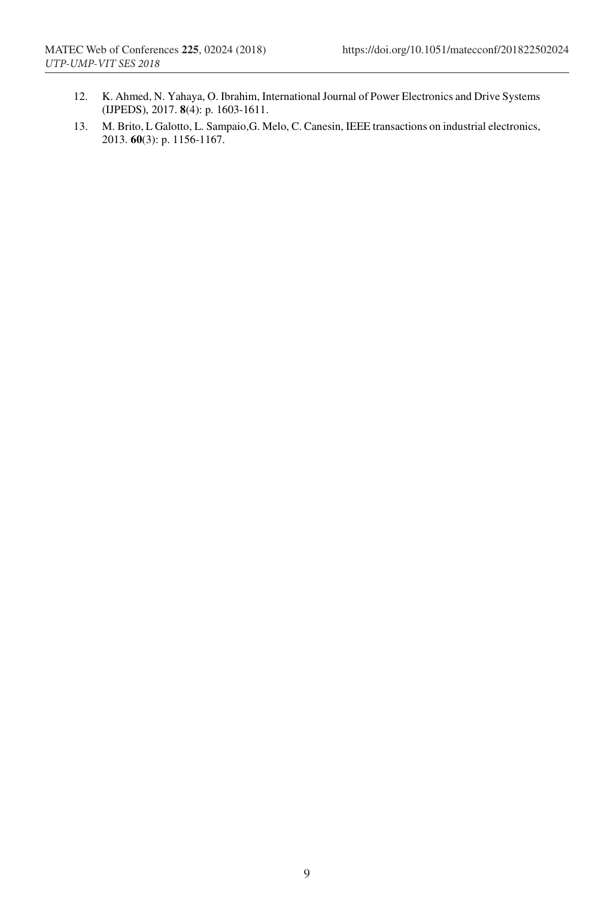12. K. Ahmed, N. Yahaya, O. Ibrahim, International Journal of Power Electronics and Drive Systems (IJPEDS), 2017. **8**(4): p. 1603-1611.
13. M. Brito, L Galotto, L. Sampaio,G. Melo, C. Canesin, IEEE transactions on industrial electronics, 2013. **60**(3): p. 1156-1167.